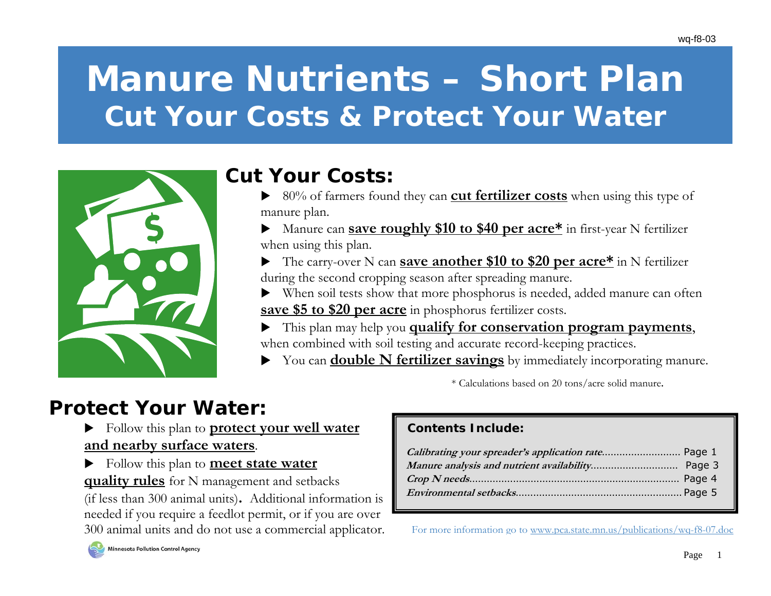wq-f8-03

# Manure Nutrients – Short Plan
## Cut Your Costs & Protect Your Water

## Cut Your Costs:

- 80% of farmers found they can **cut fertilizer costs** when using this type of manure plan.
- Manure can **save roughly $10 to $40 per acre*** in first-year N fertilizer when using this plan.
- The carry-over N can **save another $10 to $20 per acre*** in N fertilizer during the second cropping season after spreading manure.
- When soil tests show that more phosphorus is needed, added manure can often **save $5 to $20 per acre** in phosphorus fertilizer costs.
- This plan may help you **qualify for conservation program payments**, when combined with soil testing and accurate record-keeping practices.
- You can **double N fertilizer savings** by immediately incorporating manure.

* Calculations based on 20 tons/acre solid manure.

## Protect Your Water:

- Follow this plan to **protect your well water and nearby surface waters**.
- Follow this plan to **meet state water quality rules** for N management and setbacks (if less than 300 animal units). Additional information is needed if you require a feedlot permit, or if you are over 300 animal units and do not use a commercial applicator.

**Contents Include:**

| | |
|---|---|
| *Calibrating your spreader's application rate* | Page 1 |
| *Manure analysis and nutrient availability* | Page 3 |
| *Crop N needs* | Page 4 |
| *Environmental setbacks* | Page 5 |

For more information go to www.pca.state.mn.us/publications/wq-f8-07.doc

Minnesota Pollution Control Agency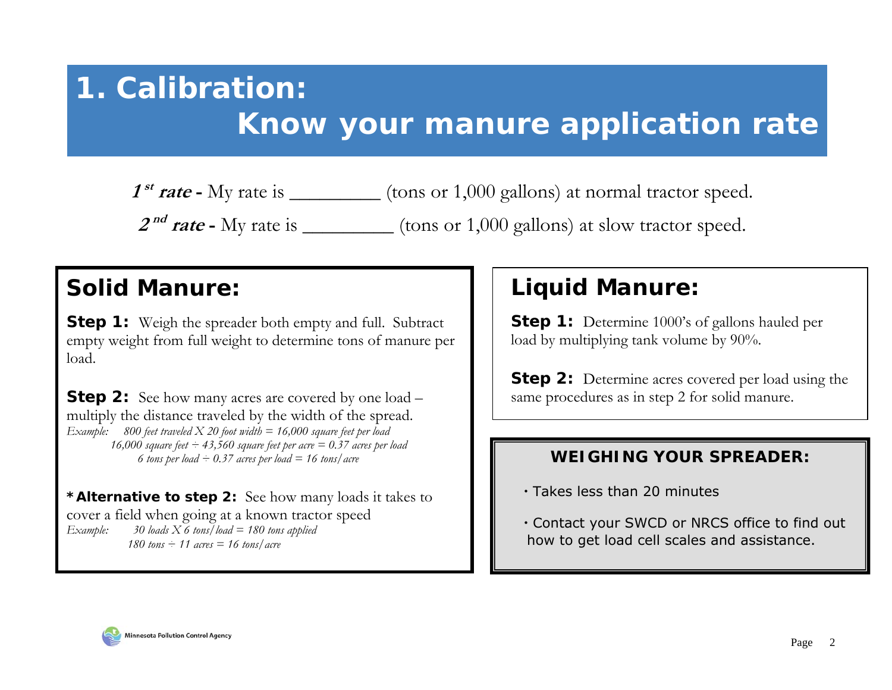# 1. Calibration: Know your manure application rate

***1st rate*** **-** My rate is _________ (tons or 1,000 gallons) at normal tractor speed.

***2nd rate*** **-** My rate is _________ (tons or 1,000 gallons) at slow tractor speed.

## Solid Manure:

**Step 1:** Weigh the spreader both empty and full. Subtract empty weight from full weight to determine tons of manure per load.

**Step 2:** See how many acres are covered by one load – multiply the distance traveled by the width of the spread.

*Example: 800 feet traveled X 20 foot width = 16,000 square feet per load*
*16,000 square feet ÷ 43,560 square feet per acre = 0.37 acres per load*
*6 tons per load ÷ 0.37 acres per load = 16 tons/acre*

**\*Alternative to step 2:** See how many loads it takes to cover a field when going at a known tractor speed

*Example: 30 loads X 6 tons/load = 180 tons applied*
*180 tons ÷ 11 acres = 16 tons/acre*

## Liquid Manure:

**Step 1:** Determine 1000's of gallons hauled per load by multiplying tank volume by 90%.

**Step 2:** Determine acres covered per load using the same procedures as in step 2 for solid manure.

### WEIGHING YOUR SPREADER:

- Takes less than 20 minutes
- Contact your SWCD or NRCS office to find out how to get load cell scales and assistance.

Minnesota Pollution Control Agency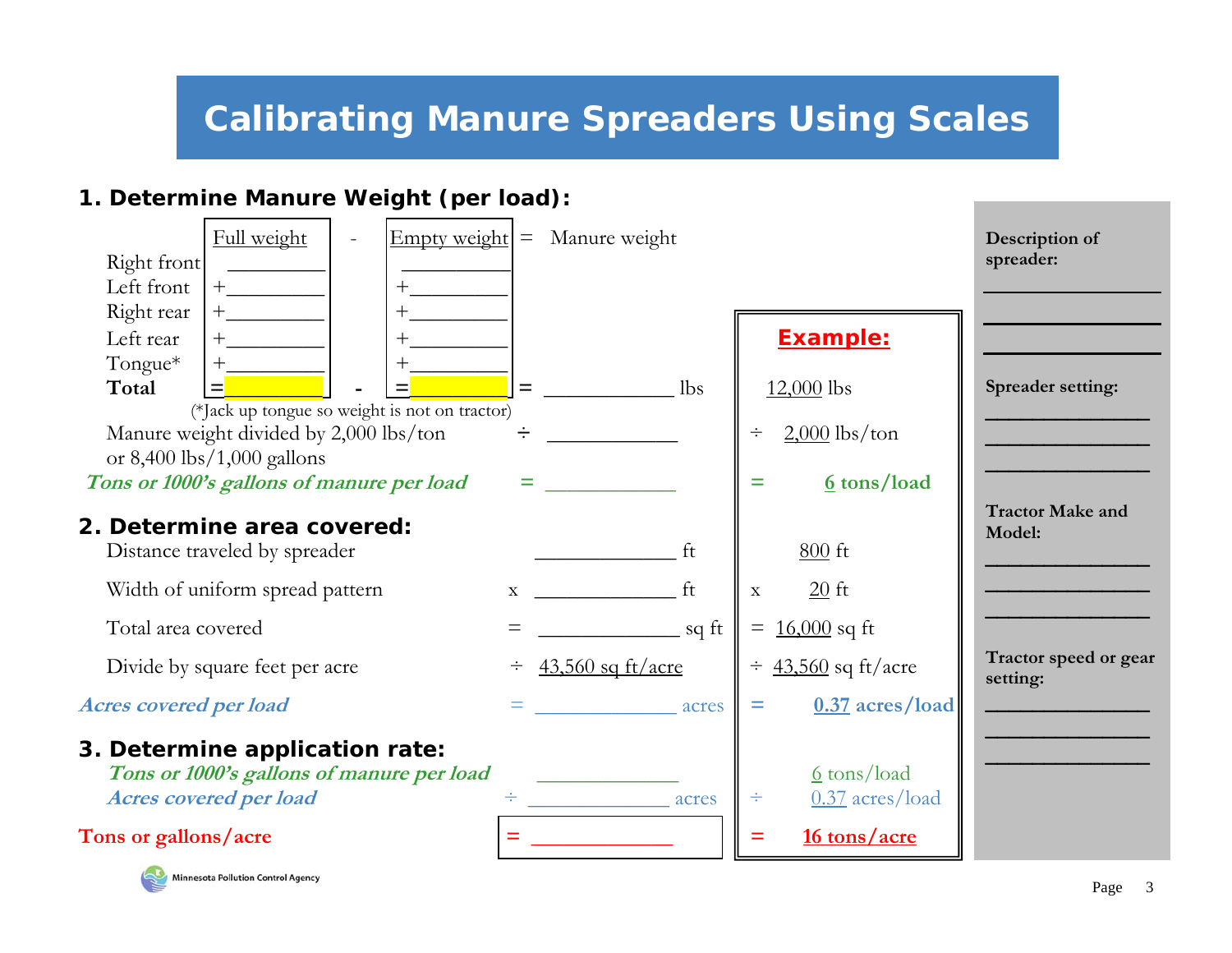# Calibrating Manure Spreaders Using Scales

## 1. Determine Manure Weight (per load):

| | Full weight | - | Empty weight | = | Manure weight |
|---|---|---|---|---|---|
| Right front | ________ | | ________ | | |
| Left front | +________ | | +________ | | |
| Right rear | +________ | | +________ | | |
| Left rear | +________ | | +________ | | |
| Tongue* | +________ | | +________ | | |
| **Total** | =________ | - | =________ | = | ____________ lbs |

(*Jack up tongue so weight is not on tractor)

Manure weight divided by 2,000 lbs/ton or 8,400 lbs/1,000 gallons ÷ ____________

*Tons or 1000's gallons of manure per load* = ____________

## 2. Determine area covered:

Distance traveled by spreader ____________ ft

Width of uniform spread pattern x ____________ ft

Total area covered = ____________ sq ft

Divide by square feet per acre ÷ 43,560 sq ft/acre

*Acres covered per load* = ____________ acres

## 3. Determine application rate:

*Tons or 1000's gallons of manure per load* ____________

*Acres covered per load* ÷ ____________ acres

**Tons or gallons/acre** = ____________

**Example:**

12,000 lbs

÷ 2,000 lbs/ton

= 6 tons/load

800 ft

x 20 ft

= 16,000 sq ft

÷ 43,560 sq ft/acre

= 0.37 acres/load

6 tons/load

÷ 0.37 acres/load

= 16 tons/acre

**Description of spreader:**

________________

________________

________________

**Spreader setting:**

________________

________________

________________

**Tractor Make and Model:**

________________

________________

________________

**Tractor speed or gear setting:**

________________

________________

________________

Minnesota Pollution Control Agency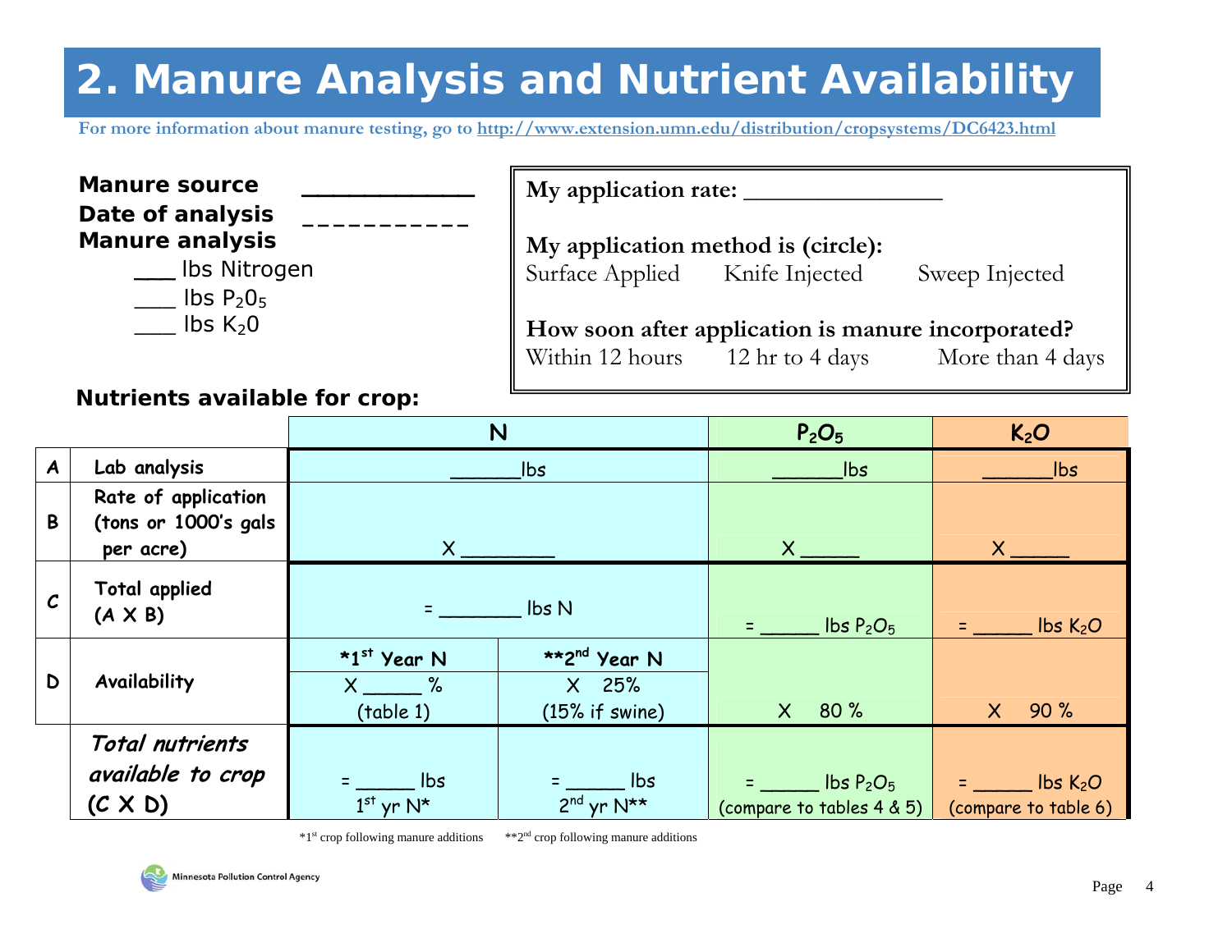# 2. Manure Analysis and Nutrient Availability

For more information about manure testing, go to http://www.extension.umn.edu/distribution/cropsystems/DC6423.html

**Manure source** ____________

**Date of analysis** __________

**Manure analysis**

- ___ lbs Nitrogen
- ___ lbs $P_2O_5$
- ___ lbs $K_2O$

**My application rate:** _______________

**My application method is (circle):**
Surface Applied    Knife Injected    Sweep Injected

**How soon after application is manure incorporated?**
Within 12 hours    12 hr to 4 days    More than 4 days

**Nutrients available for crop:**

| | | N | | $P_2O_5$ | $K_2O$ |
|---|---|---|---|---|---|
| **A** | Lab analysis | ______lbs | | ______lbs | ______lbs |
| **B** | Rate of application (tons or 1000's gals per acre) | X _______ | | X _____ | X _____ |
| **C** | Total applied (A X B) | = _______ lbs N | | = _____ lbs $P_2O_5$ | = _____ lbs $K_2O$ |
| **D** | Availability | **\*1st Year N** X _____ % (table 1) | **\*\*2nd Year N** X 25% (15% if swine) | X 80 % | X 90 % |
| | ***Total nutrients available to crop (C X D)*** | = _____ lbs 1st yr N* | = _____ lbs 2nd yr N** | = _____ lbs $P_2O_5$ (compare to tables 4 & 5) | = _____ lbs $K_2O$ (compare to table 6) |

*1st crop following manure additions  **2nd crop following manure additions

Minnesota Pollution Control Agency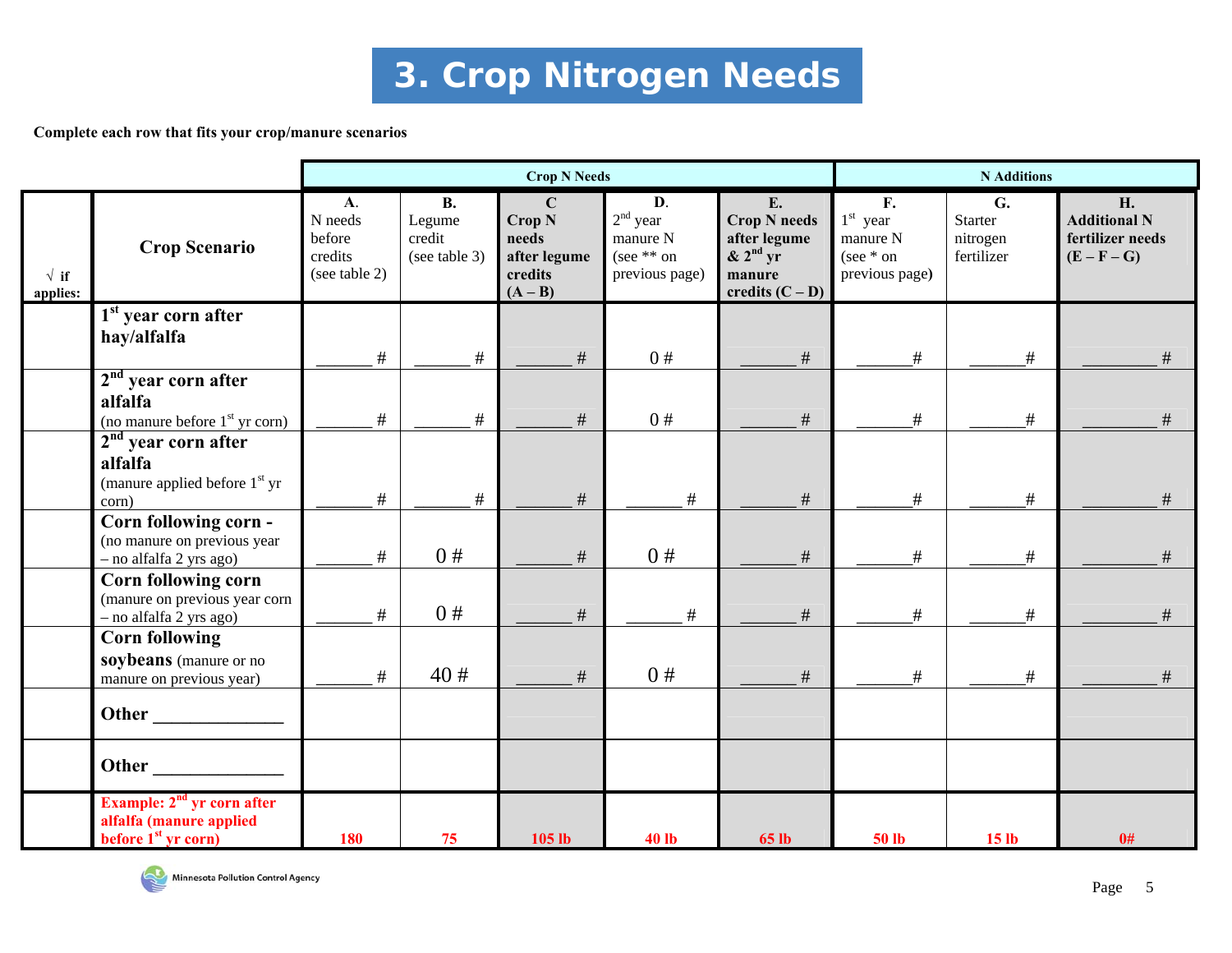# 3. Crop Nitrogen Needs

**Complete each row that fits your crop/manure scenarios**

| | | Crop N Needs | | | | | N Additions | | |
|---|---|---|---|---|---|---|---|---|---|
| √ if applies: | **Crop Scenario** | **A.** N needs before credits (see table 2) | **B.** Legume credit (see table 3) | **C** **Crop N needs after legume credits (A – B)** | **D.** 2nd year manure N (see ** on previous page) | **E.** **Crop N needs after legume & 2nd yr manure credits (C – D)** | **F.** 1st year manure N (see * on previous page**)** | **G.** Starter nitrogen fertilizer | **H.** **Additional N fertilizer needs (E – F – G)** |
| | **1st year corn after hay/alfalfa** | ______ # | ______ # | ______ # | 0 # | ______ # | ______# | ______# | ________ # |
| | **2nd year corn after alfalfa** (no manure before 1st yr corn) | ______ # | ______ # | ______ # | 0 # | ______ # | ______# | ______# | ________ # |
| | **2nd year corn after alfalfa** (manure applied before 1st yr corn) | ______ # | ______ # | ______ # | ______ # | ______ # | ______# | ______# | ________ # |
| | **Corn following corn -** (no manure on previous year – no alfalfa 2 yrs ago) | ______ # | 0 # | ______ # | 0 # | ______ # | ______# | ______# | ________ # |
| | **Corn following corn** (manure on previous year corn – no alfalfa 2 yrs ago) | ______ # | 0 # | ______ # | ______ # | ______ # | ______# | ______# | ________ # |
| | **Corn following soybeans** (manure or no manure on previous year) | ______ # | 40 # | ______ # | 0 # | ______ # | ______# | ______# | ________ # |
| | **Other** ______________ | | | | | | | | |
| | **Other** ______________ | | | | | | | | |
| | **Example: 2nd yr corn after alfalfa (manure applied before 1st yr corn)** | **180** | **75** | **105 lb** | **40 lb** | **65 lb** | **50 lb** | **15 lb** | **0#** |

Minnesota Pollution Control Agency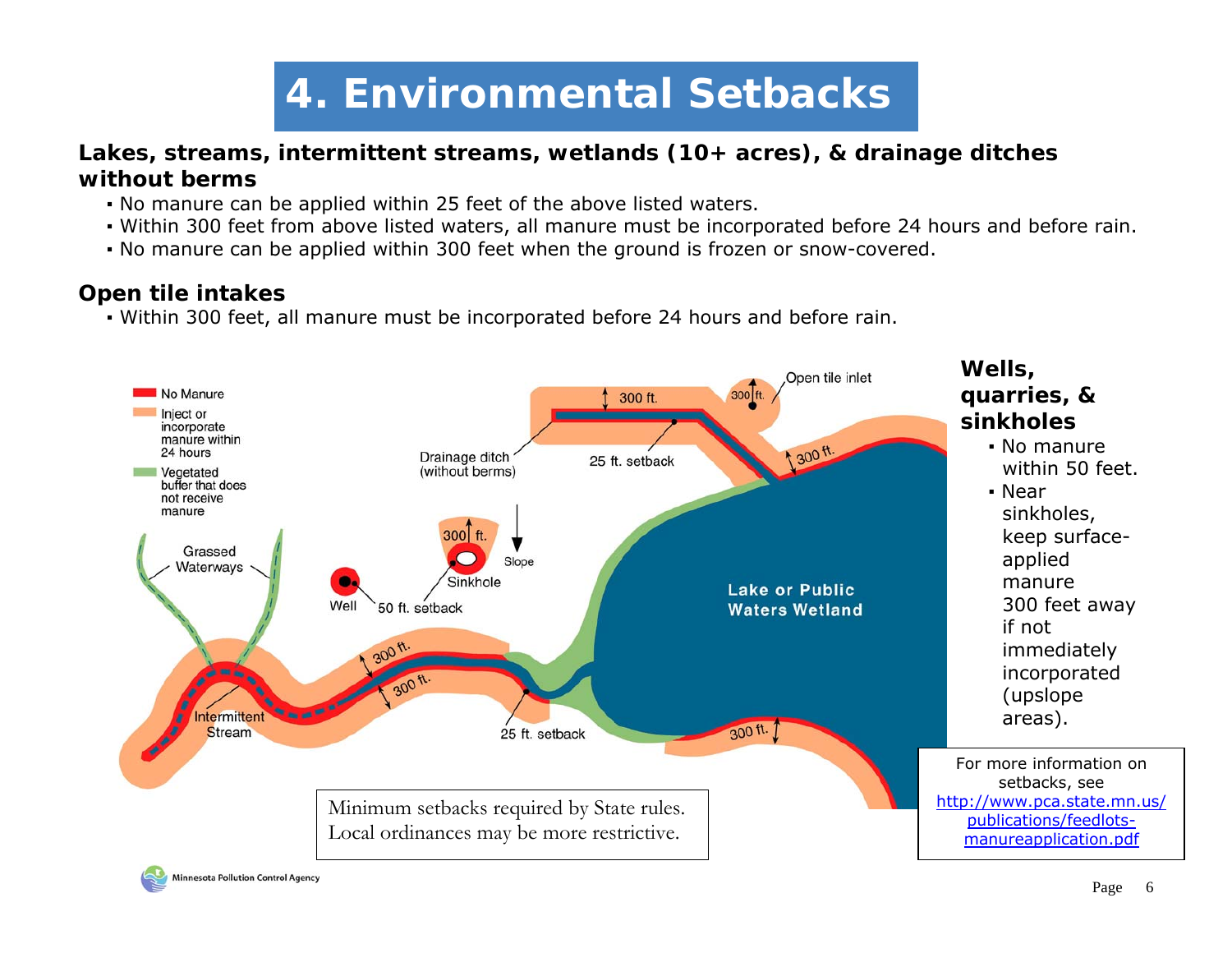# 4. Environmental Setbacks

**Lakes, streams, intermittent streams, wetlands (10+ acres), & drainage ditches without berms**

- No manure can be applied within 25 feet of the above listed waters.
- Within 300 feet from above listed waters, all manure must be incorporated before 24 hours and before rain.
- No manure can be applied within 300 feet when the ground is frozen or snow-covered.

**Open tile intakes**

- Within 300 feet, all manure must be incorporated before 24 hours and before rain.

No Manure

Inject or incorporate manure within 24 hours

Vegetated buffer that does not receive manure

Grassed Waterways

Intermittent Stream

Well

50 ft. setback

Sinkhole

300 ft.

Slope

Drainage ditch (without berms)

25 ft. setback

300 ft.

Open tile inlet

Lake or Public Waters Wetland

**Wells, quarries, & sinkholes**

- No manure within 50 feet.
- Near sinkholes, keep surface-applied manure 300 feet away if not immediately incorporated (upslope areas).

Minimum setbacks required by State rules. Local ordinances may be more restrictive.

For more information on setbacks, see http://www.pca.state.mn.us/publications/feedlots-manureapplication.pdf

Minnesota Pollution Control Agency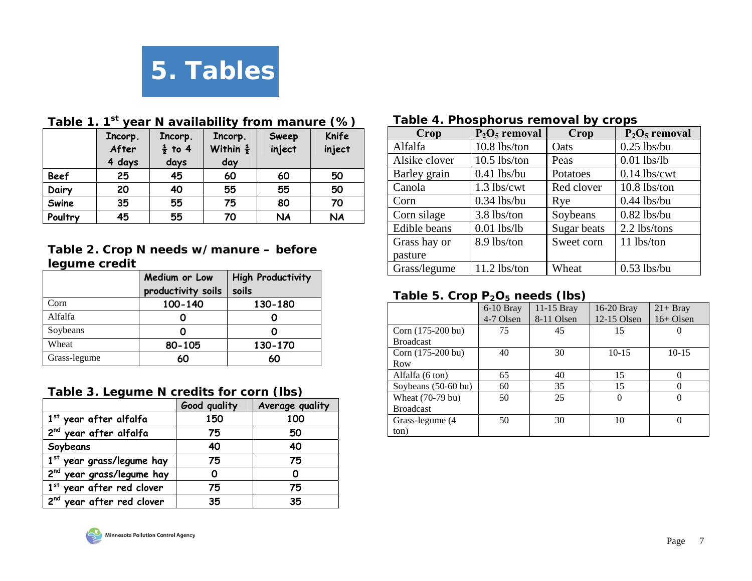# 5. Tables

**Table 1. 1st year N availability from manure (%)**

| | Incorp. After 4 days | Incorp. ½ to 4 days | Incorp. Within ½ day | Sweep inject | Knife inject |
|---|---|---|---|---|---|
| Beef | 25 | 45 | 60 | 60 | 50 |
| Dairy | 20 | 40 | 55 | 55 | 50 |
| Swine | 35 | 55 | 75 | 80 | 70 |
| Poultry | 45 | 55 | 70 | NA | NA |

**Table 2. Crop N needs w/ manure – before legume credit**

| | Medium or Low productivity soils | High Productivity soils |
|---|---|---|
| Corn | 100-140 | 130-180 |
| Alfalfa | 0 | 0 |
| Soybeans | 0 | 0 |
| Wheat | 80-105 | 130-170 |
| Grass-legume | 60 | 60 |

**Table 3. Legume N credits for corn (lbs)**

| | Good quality | Average quality |
|---|---|---|
| 1st year after alfalfa | 150 | 100 |
| 2nd year after alfalfa | 75 | 50 |
| Soybeans | 40 | 40 |
| 1st year grass/legume hay | 75 | 75 |
| 2nd year grass/legume hay | 0 | 0 |
| 1st year after red clover | 75 | 75 |
| 2nd year after red clover | 35 | 35 |

**Table 4. Phosphorus removal by crops**

| Crop | $P_2O_5$ removal | Crop | $P_2O_5$ removal |
|---|---|---|---|
| Alfalfa | 10.8 lbs/ton | Oats | 0.25 lbs/bu |
| Alsike clover | 10.5 lbs/ton | Peas | 0.01 lbs/lb |
| Barley grain | 0.41 lbs/bu | Potatoes | 0.14 lbs/cwt |
| Canola | 1.3 lbs/cwt | Red clover | 10.8 lbs/ton |
| Corn | 0.34 lbs/bu | Rye | 0.44 lbs/bu |
| Corn silage | 3.8 lbs/ton | Soybeans | 0.82 lbs/bu |
| Edible beans | 0.01 lbs/lb | Sugar beats | 2.2 lbs/tons |
| Grass hay or pasture | 8.9 lbs/ton | Sweet corn | 11 lbs/ton |
| Grass/legume | 11.2 lbs/ton | Wheat | 0.53 lbs/bu |

**Table 5. Crop $P_2O_5$ needs (lbs)**

| | 6-10 Bray 4-7 Olsen | 11-15 Bray 8-11 Olsen | 16-20 Bray 12-15 Olsen | 21+ Bray 16+ Olsen |
|---|---|---|---|---|
| Corn (175-200 bu) Broadcast | 75 | 45 | 15 | 0 |
| Corn (175-200 bu) Row | 40 | 30 | 10-15 | 10-15 |
| Alfalfa (6 ton) | 65 | 40 | 15 | 0 |
| Soybeans (50-60 bu) | 60 | 35 | 15 | 0 |
| Wheat (70-79 bu) Broadcast | 50 | 25 | 0 | 0 |
| Grass-legume (4 ton) | 50 | 30 | 10 | 0 |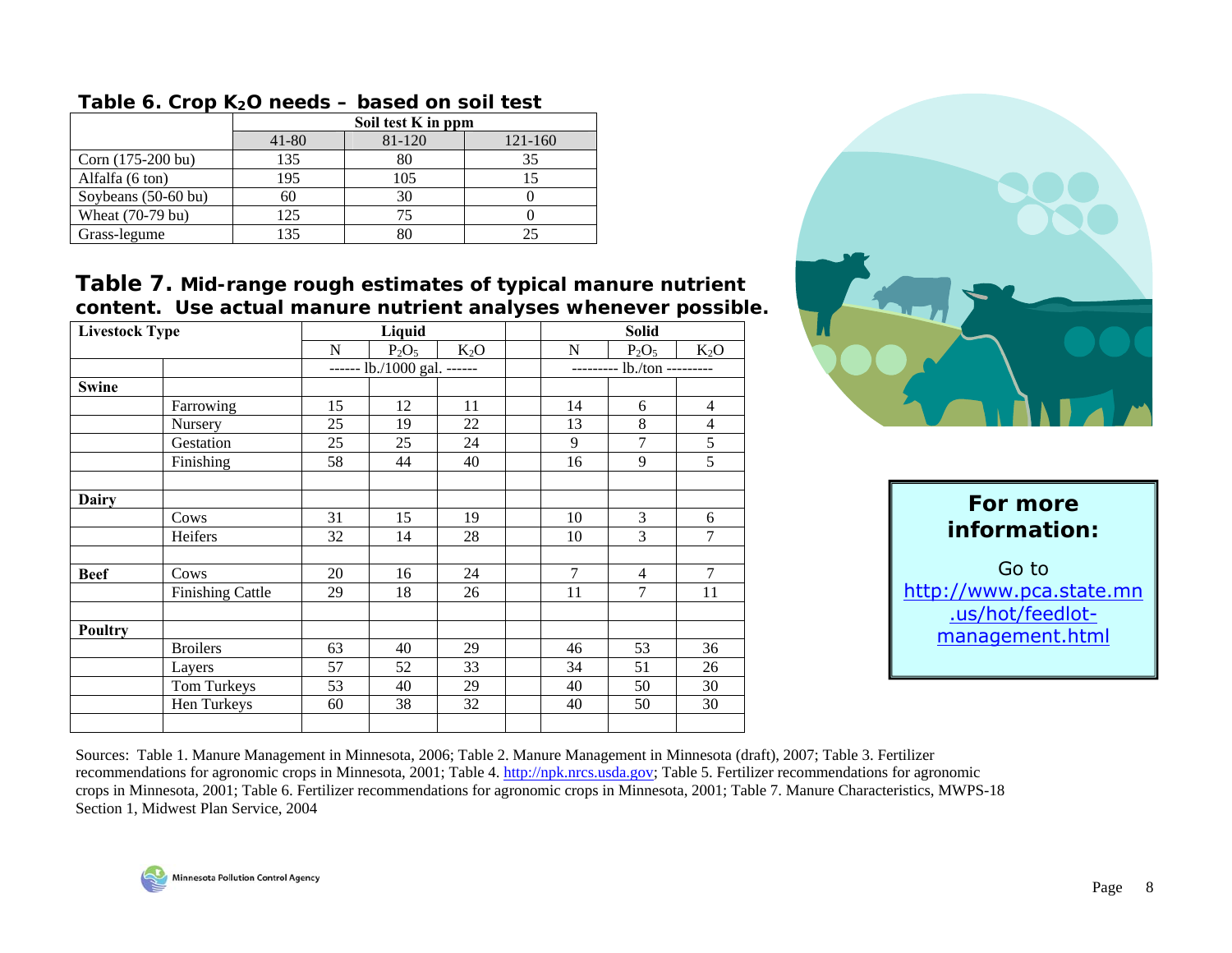## Table 6. Crop $K_2O$ needs – based on soil test

| | Soil test K in ppm | | |
|---|---|---|---|
| | 41-80 | 81-120 | 121-160 |
| Corn (175-200 bu) | 135 | 80 | 35 |
| Alfalfa (6 ton) | 195 | 105 | 15 |
| Soybeans (50-60 bu) | 60 | 30 | 0 |
| Wheat (70-79 bu) | 125 | 75 | 0 |
| Grass-legume | 135 | 80 | 25 |

## Table 7. Mid-range rough estimates of typical manure nutrient content. Use actual manure nutrient analyses whenever possible.

| Livestock Type | | Liquid | | | | Solid | | |
|---|---|---|---|---|---|---|---|---|
| | | N | $P_2O_5$ | $K_2O$ | | N | $P_2O_5$ | $K_2O$ |
| | | ------ lb./1000 gal. ------ | | | | --------- lb./ton --------- | | |
| **Swine** | | | | | | | | |
| | Farrowing | 15 | 12 | 11 | | 14 | 6 | 4 |
| | Nursery | 25 | 19 | 22 | | 13 | 8 | 4 |
| | Gestation | 25 | 25 | 24 | | 9 | 7 | 5 |
| | Finishing | 58 | 44 | 40 | | 16 | 9 | 5 |
| | | | | | | | | |
| **Dairy** | | | | | | | | |
| | Cows | 31 | 15 | 19 | | 10 | 3 | 6 |
| | Heifers | 32 | 14 | 28 | | 10 | 3 | 7 |
| | | | | | | | | |
| **Beef** | Cows | 20 | 16 | 24 | | 7 | 4 | 7 |
| | Finishing Cattle | 29 | 18 | 26 | | 11 | 7 | 11 |
| | | | | | | | | |
| **Poultry** | | | | | | | | |
| | Broilers | 63 | 40 | 29 | | 46 | 53 | 36 |
| | Layers | 57 | 52 | 33 | | 34 | 51 | 26 |
| | Tom Turkeys | 53 | 40 | 29 | | 40 | 50 | 30 |
| | Hen Turkeys | 60 | 38 | 32 | | 40 | 50 | 30 |

**For more information:**

Go to http://www.pca.state.mn.us/hot/feedlot-management.html

Sources: Table 1. Manure Management in Minnesota, 2006; Table 2. Manure Management in Minnesota (draft), 2007; Table 3. Fertilizer recommendations for agronomic crops in Minnesota, 2001; Table 4. http://npk.nrcs.usda.gov; Table 5. Fertilizer recommendations for agronomic crops in Minnesota, 2001; Table 6. Fertilizer recommendations for agronomic crops in Minnesota, 2001; Table 7. Manure Characteristics, MWPS-18 Section 1, Midwest Plan Service, 2004

Minnesota Pollution Control Agency